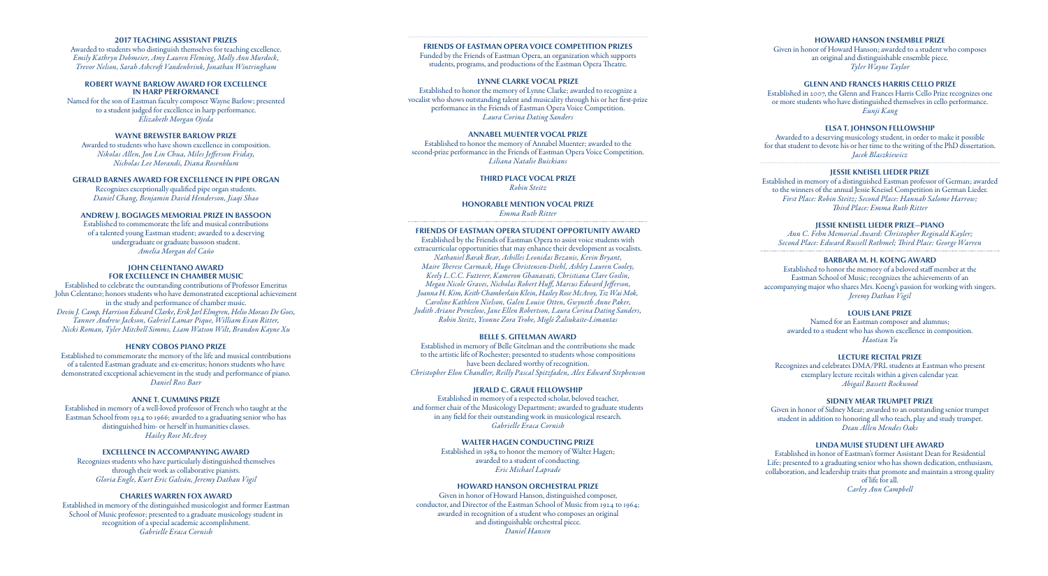## 2017 TEACHING ASSISTANT PRIZES

Awarded to students who distinguish themselves for teaching excellence.
*Emily Kathryn Dohmeier, Amy Lauren Fleming, Molly Ann Murdock, Trevor Nelson, Sarah Ashcroft Vandenbrink, Jonathan Wintringham*

## ROBERT WAYNE BARLOW AWARD FOR EXCELLENCE IN HARP PERFORMANCE

Named for the son of Eastman faculty composer Wayne Barlow; presented to a student judged for excellence in harp performance.
*Elizabeth Morgan Ojeda*

## WAYNE BREWSTER BARLOW PRIZE

Awarded to students who have shown excellence in composition.
*Nikolas Allen, Jon Lin Chua, Miles Jefferson Friday, Nicholas Lee Morandi, Diana Rosenblum*

## GERALD BARNES AWARD FOR EXCELLENCE IN PIPE ORGAN

Recognizes exceptionally qualified pipe organ students.
*Daniel Chang, Benjamin David Henderson, Jiaqi Shao*

## ANDREW J. BOGIAGES MEMORIAL PRIZE IN BASSOON

Established to commemorate the life and musical contributions of a talented young Eastman student; awarded to a deserving undergraduate or graduate bassoon student.
*Amelia Morgan del Caño*

## JOHN CELENTANO AWARD FOR EXCELLENCE IN CHAMBER MUSIC

Established to celebrate the outstanding contributions of Professor Emeritus John Celentano; honors students who have demonstrated exceptional achievement in the study and performance of chamber music.
*Devin J. Camp, Harrison Edward Clarke, Erik Jarl Elmgren, Helio Moraes De Goes, Tanner Andrew Jackson, Gabriel Lamar Pique, William Evan Ritter, Nicki Roman, Tyler Mitchell Simms, Liam Watson Wilt, Brandon Kayne Xu*

## HENRY COBOS PIANO PRIZE

Established to commemorate the memory of the life and musical contributions of a talented Eastman graduate and ex-emeritus; honors students who have demonstrated exceptional achievement in the study and performance of piano.
*Daniel Ross Baer*

## ANNE T. CUMMINS PRIZE

Established in memory of a well-loved professor of French who taught at the Eastman School from 1924 to 1966; awarded to a graduating senior who has distinguished him- or herself in humanities classes.
*Hailey Rose McAvoy*

## EXCELLENCE IN ACCOMPANYING AWARD

Recognizes students who have particularly distinguished themselves through their work as collaborative pianists.
*Gloria Engle, Kurt Eric Galván, Jeremy Dathan Vigil*

## CHARLES WARREN FOX AWARD

Established in memory of the distinguished musicologist and former Eastman School of Music professor; presented to a graduate musicology student in recognition of a special academic accomplishment.
*Gabrielle Eraca Cornish*

## FRIENDS OF EASTMAN OPERA VOICE COMPETITION PRIZES

Funded by the Friends of Eastman Opera, an organization which supports students, programs, and productions of the Eastman Opera Theatre.

### LYNNE CLARKE VOCAL PRIZE

Established to honor the memory of Lynne Clarke; awarded to recognize a vocalist who shows outstanding talent and musicality through his or her first-prize performance in the Friends of Eastman Opera Voice Competition.
*Laura Corina Dating Sanders*

### ANNABEL MUENTER VOCAL PRIZE

Established to honor the memory of Annabel Muenter; awarded to the second-prize performance in the Friends of Eastman Opera Voice Competition.
*Liliana Natalie Buickians*

### THIRD PLACE VOCAL PRIZE

*Robin Steitz*

### HONORABLE MENTION VOCAL PRIZE

*Emma Ruth Ritter*

## FRIENDS OF EASTMAN OPERA STUDENT OPPORTUNITY AWARD

Established by the Friends of Eastman Opera to assist voice students with extracurricular opportunities that may enhance their development as vocalists.
*Nathaniel Barak Bear, Achilles Leonidas Bezanis, Kevin Bryant, Maire Therese Carmack, Hugo Christensen-Diehl, Ashley Lauren Cooley, Keely L.C.C. Futterer, Kameron Ghanavati, Christiana Clare Goslin, Megan Nicole Graves, Nicholas Robert Huff, Marcus Edward Jefferson, Joanna H. Kim, Keith Chamberlain Klein, Hailey Rose McAvoy, Tsz Wai Mok, Caroline Kathleen Nielson, Galen Louise Otten, Gwyneth Anne Paker, Judith Ariane Prenzlow, Jane Ellen Robertson, Laura Corina Dating Sanders, Robin Steitz, Yvonne Zora Trobe, Miglė Žaliukaite-Limantas*

## BELLE S. GITELMAN AWARD

Established in memory of Belle Gitelman and the contributions she made to the artistic life of Rochester; presented to students whose compositions have been declared worthy of recognition.
*Christopher Elon Chandler, Reilly Pascal Spitzfaden, Alex Edward Stephenson*

## JERALD C. GRAUE FELLOWSHIP

Established in memory of a respected scholar, beloved teacher, and former chair of the Musicology Department; awarded to graduate students in any field for their outstanding work in musicological research.
*Gabrielle Eraca Cornish*

## WALTER HAGEN CONDUCTING PRIZE

Established in 1984 to honor the memory of Walter Hagen; awarded to a student of conducting.
*Eric Michael Laprade*

## HOWARD HANSON ORCHESTRAL PRIZE

Given in honor of Howard Hanson, distinguished composer, conductor, and Director of the Eastman School of Music from 1924 to 1964; awarded in recognition of a student who composes an original and distinguishable orchestral piece.
*Daniel Hansen*

## HOWARD HANSON ENSEMBLE PRIZE

Given in honor of Howard Hanson; awarded to a student who composes an original and distinguishable ensemble piece.
*Tyler Wayne Taylor*

## GLENN AND FRANCES HARRIS CELLO PRIZE

Established in 2007, the Glenn and Frances Harris Cello Prize recognizes one or more students who have distinguished themselves in cello performance.
*Eunji Kang*

## ELSA T. JOHNSON FELLOWSHIP

Awarded to a deserving musicology student, in order to make it possible for that student to devote his or her time to the writing of the PhD dissertation.
*Jacek Blaszkiewicz*

## JESSIE KNEISEL LIEDER PRIZE

Established in memory of a distinguished Eastman professor of German; awarded to the winners of the annual Jessie Kneisel Competition in German Lieder.
*First Place: Robin Steitz; Second Place: Hannah Salome Harrow; Third Place: Emma Ruth Ritter*

## JESSIE KNEISEL LIEDER PRIZE—PIANO

*Ann C. Fehn Memorial Award: Christopher Reginald Kayler; Second Place: Edward Russell Rothmel; Third Place: George Warren*

## BARBARA M. H. KOENG AWARD

Established to honor the memory of a beloved staff member at the Eastman School of Music; recognizes the achievements of an accompanying major who shares Mrs. Koeng's passion for working with singers.
*Jeremy Dathan Vigil*

## LOUIS LANE PRIZE

Named for an Eastman composer and alumnus; awarded to a student who has shown excellence in composition.
*Haotian Yu*

## LECTURE RECITAL PRIZE

Recognizes and celebrates DMA/PRL students at Eastman who present exemplary lecture recitals within a given calendar year.
*Abigail Bassett Rockwood*

## SIDNEY MEAR TRUMPET PRIZE

Given in honor of Sidney Mear; awarded to an outstanding senior trumpet student in addition to honoring all who teach, play and study trumpet.
*Dean Allen Mendes Oaks*

## LINDA MUISE STUDENT LIFE AWARD

Established in honor of Eastman's former Assistant Dean for Residential Life; presented to a graduating senior who has shown dedication, enthusiasm, collaboration, and leadership traits that promote and maintain a strong quality of life for all.
*Carley Ann Campbell*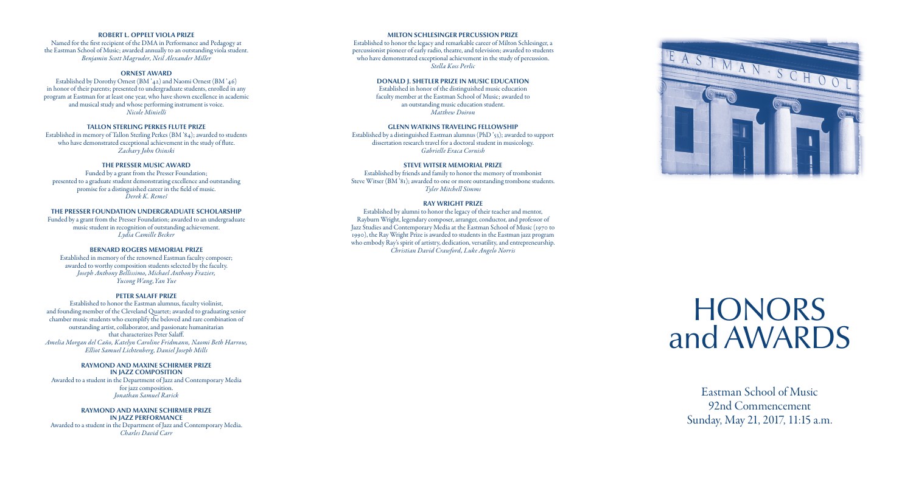### ROBERT L. OPPELT VIOLA PRIZE

Named for the first recipient of the DMA in Performance and Pedagogy at the Eastman School of Music; awarded annually to an outstanding viola student.
*Benjamin Scott Magruder, Neil Alexander Miller*

### ORNEST AWARD

Established by Dorothy Ornest (BM '42) and Naomi Ornest (BM '46) in honor of their parents; presented to undergraduate students, enrolled in any program at Eastman for at least one year, who have shown excellence in academic and musical study and whose performing instrument is voice.
*Nicole Minielli*

### TALLON STERLING PERKES FLUTE PRIZE

Established in memory of Tallon Sterling Perkes (BM '84); awarded to students who have demonstrated exceptional achievement in the study of flute.
*Zachary John Osinski*

### THE PRESSER MUSIC AWARD

Funded by a grant from the Presser Foundation; presented to a graduate student demonstrating excellence and outstanding promise for a distinguished career in the field of music.
*Derek K. Remeš*

### THE PRESSER FOUNDATION UNDERGRADUATE SCHOLARSHIP

Funded by a grant from the Presser Foundation; awarded to an undergraduate music student in recognition of outstanding achievement.
*Lydia Camille Becker*

### BERNARD ROGERS MEMORIAL PRIZE

Established in memory of the renowned Eastman faculty composer; awarded to worthy composition students selected by the faculty.
*Joseph Anthony Bellissimo, Michael Anthony Frazier, Yucong Wang, Yan Yue*

### PETER SALAFF PRIZE

Established to honor the Eastman alumnus, faculty violinist, and founding member of the Cleveland Quartet; awarded to graduating senior chamber music students who exemplify the beloved and rare combination of outstanding artist, collaborator, and passionate humanitarian that characterizes Peter Salaff.
*Amelia Morgan del Caño, Katelyn Caroline Fridmann, Naomi Beth Harrow, Elliot Samuel Lichtenberg, Daniel Joseph Mills*

### RAYMOND AND MAXINE SCHIRMER PRIZE IN JAZZ COMPOSITION

Awarded to a student in the Department of Jazz and Contemporary Media for jazz composition.
*Jonathan Samuel Rarick*

### RAYMOND AND MAXINE SCHIRMER PRIZE IN JAZZ PERFORMANCE

Awarded to a student in the Department of Jazz and Contemporary Media.
*Charles David Carr*

### MILTON SCHLESINGER PERCUSSION PRIZE

Established to honor the legacy and remarkable career of Milton Schlesinger, a percussionist pioneer of early radio, theatre, and television; awarded to students who have demonstrated exceptional achievement in the study of percussion.
*Stella Koss Perlic*

### DONALD J. SHETLER PRIZE IN MUSIC EDUCATION

Established in honor of the distinguished music education faculty member at the Eastman School of Music; awarded to an outstanding music education student.
*Matthew Doiron*

### GLENN WATKINS TRAVELING FELLOWSHIP

Established by a distinguished Eastman alumnus (PhD '53); awarded to support dissertation research travel for a doctoral student in musicology.
*Gabrielle Eraca Cornish*

### STEVE WITSER MEMORIAL PRIZE

Established by friends and family to honor the memory of trombonist Steve Witser (BM '81); awarded to one or more outstanding trombone students.
*Tyler Mitchell Simms*

### RAY WRIGHT PRIZE

Established by alumni to honor the legacy of their teacher and mentor, Rayburn Wright, legendary composer, arranger, conductor, and professor of Jazz Studies and Contemporary Media at the Eastman School of Music (1970 to 1990), the Ray Wright Prize is awarded to students in the Eastman jazz program who embody Ray's spirit of artistry, dedication, versatility, and entrepreneurship.
*Christian David Crawford, Luke Angelo Norris*

# HONORS and AWARDS

Eastman School of Music
92nd Commencement
Sunday, May 21, 2017, 11:15 a.m.